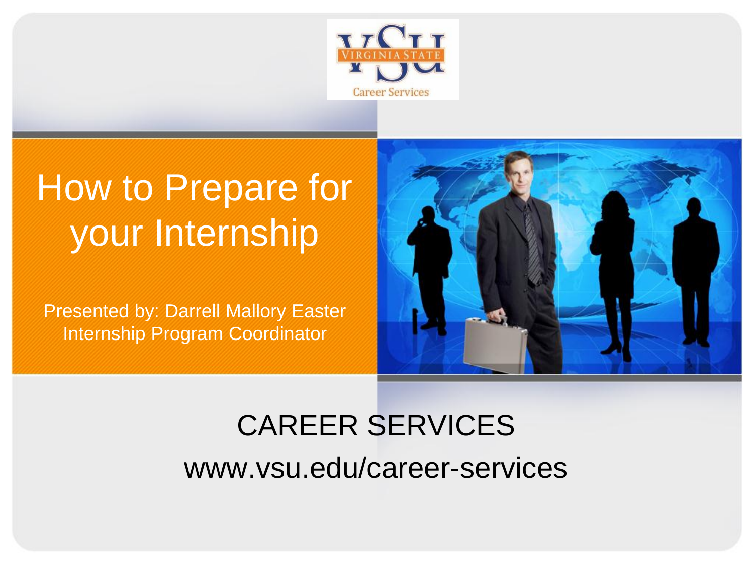# How to Prepare for your Internship

Presented by: Darrell Mallory Easter
Internship Program Coordinator

CAREER SERVICES

www.vsu.edu/career-services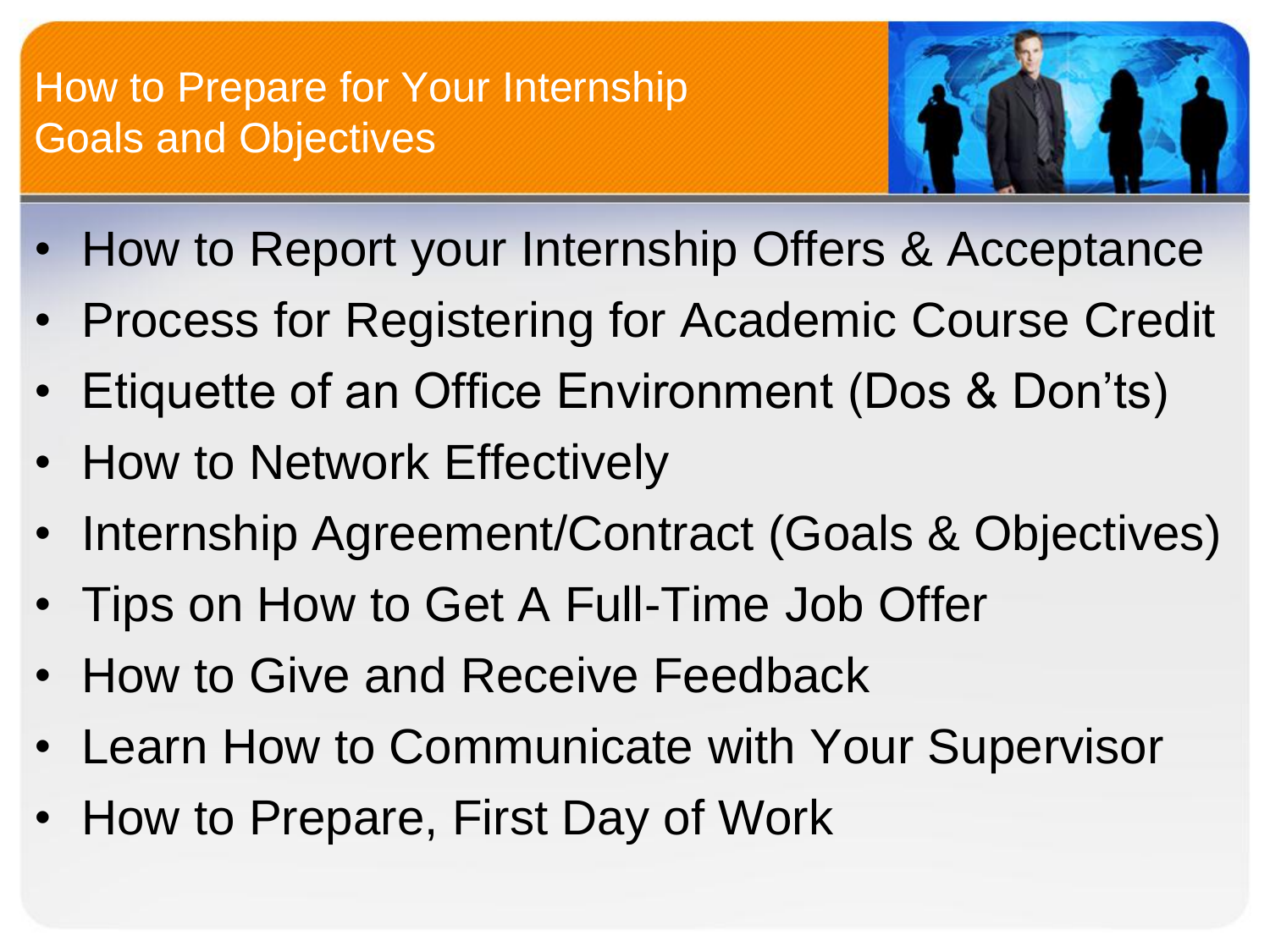# How to Prepare for Your Internship Goals and Objectives

- How to Report your Internship Offers & Acceptance
- Process for Registering for Academic Course Credit
- Etiquette of an Office Environment (Dos & Don'ts)
- How to Network Effectively
- Internship Agreement/Contract (Goals & Objectives)
- Tips on How to Get A Full-Time Job Offer
- How to Give and Receive Feedback
- Learn How to Communicate with Your Supervisor
- How to Prepare, First Day of Work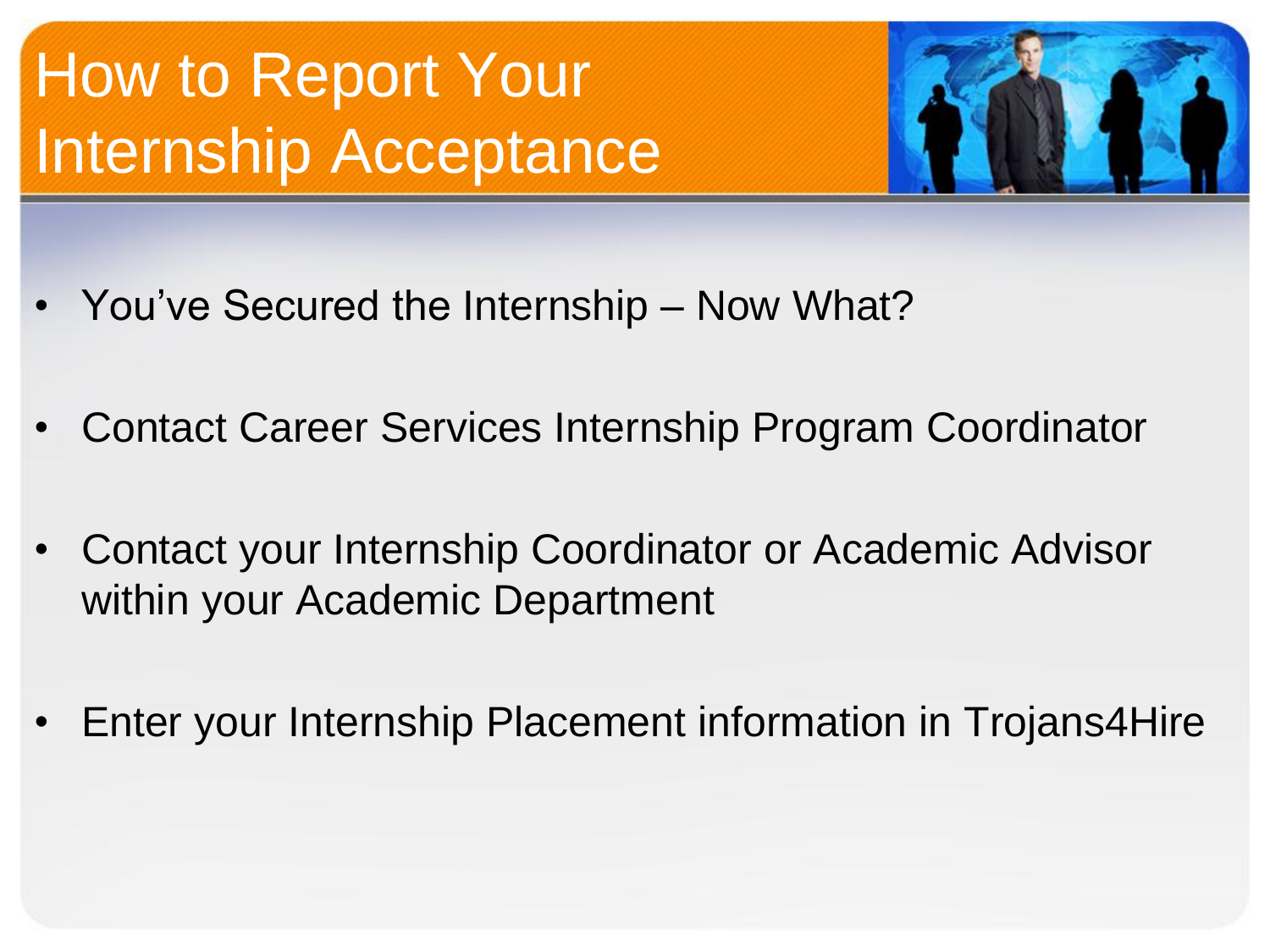# How to Report Your Internship Acceptance

- You've Secured the Internship – Now What?
- Contact Career Services Internship Program Coordinator
- Contact your Internship Coordinator or Academic Advisor within your Academic Department
- Enter your Internship Placement information in Trojans4Hire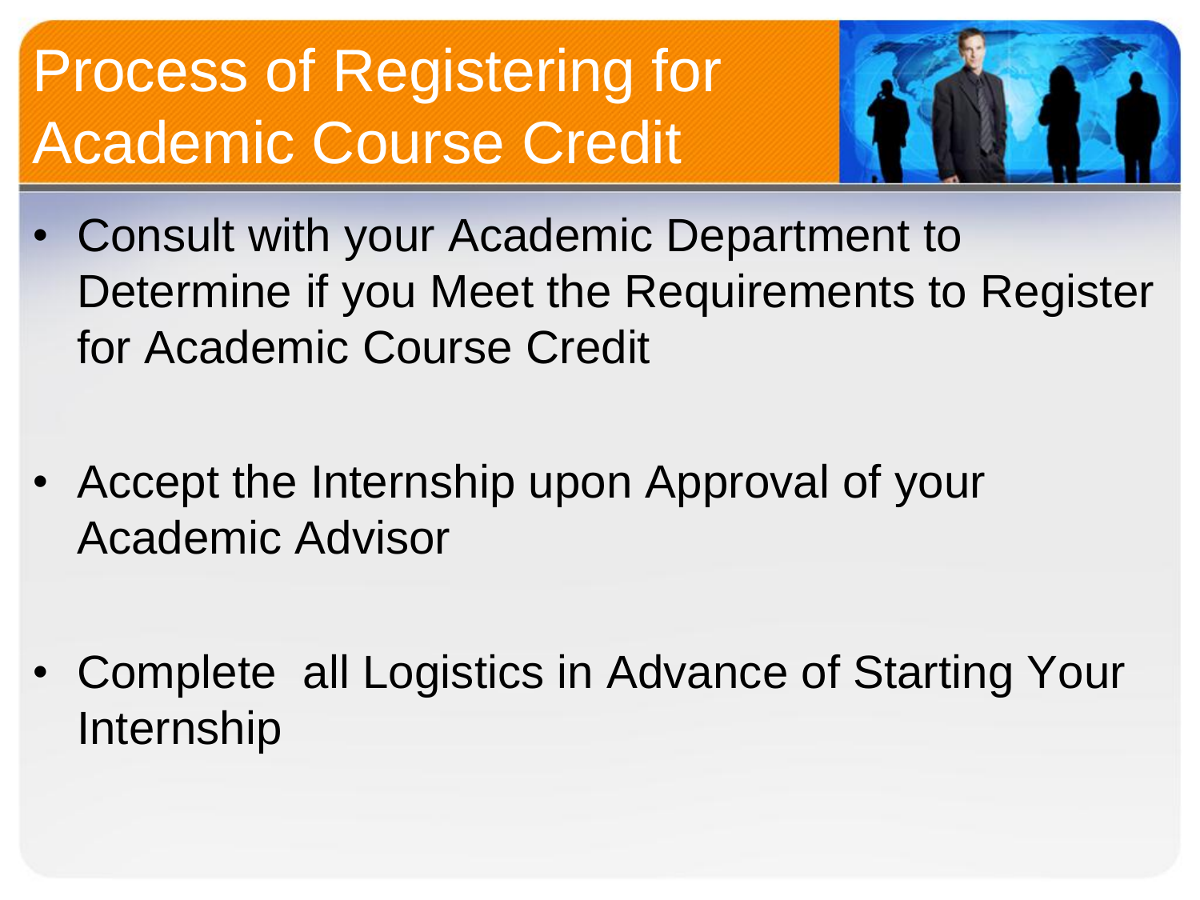# Process of Registering for Academic Course Credit

- Consult with your Academic Department to Determine if you Meet the Requirements to Register for Academic Course Credit

- Accept the Internship upon Approval of your Academic Advisor

- Complete all Logistics in Advance of Starting Your Internship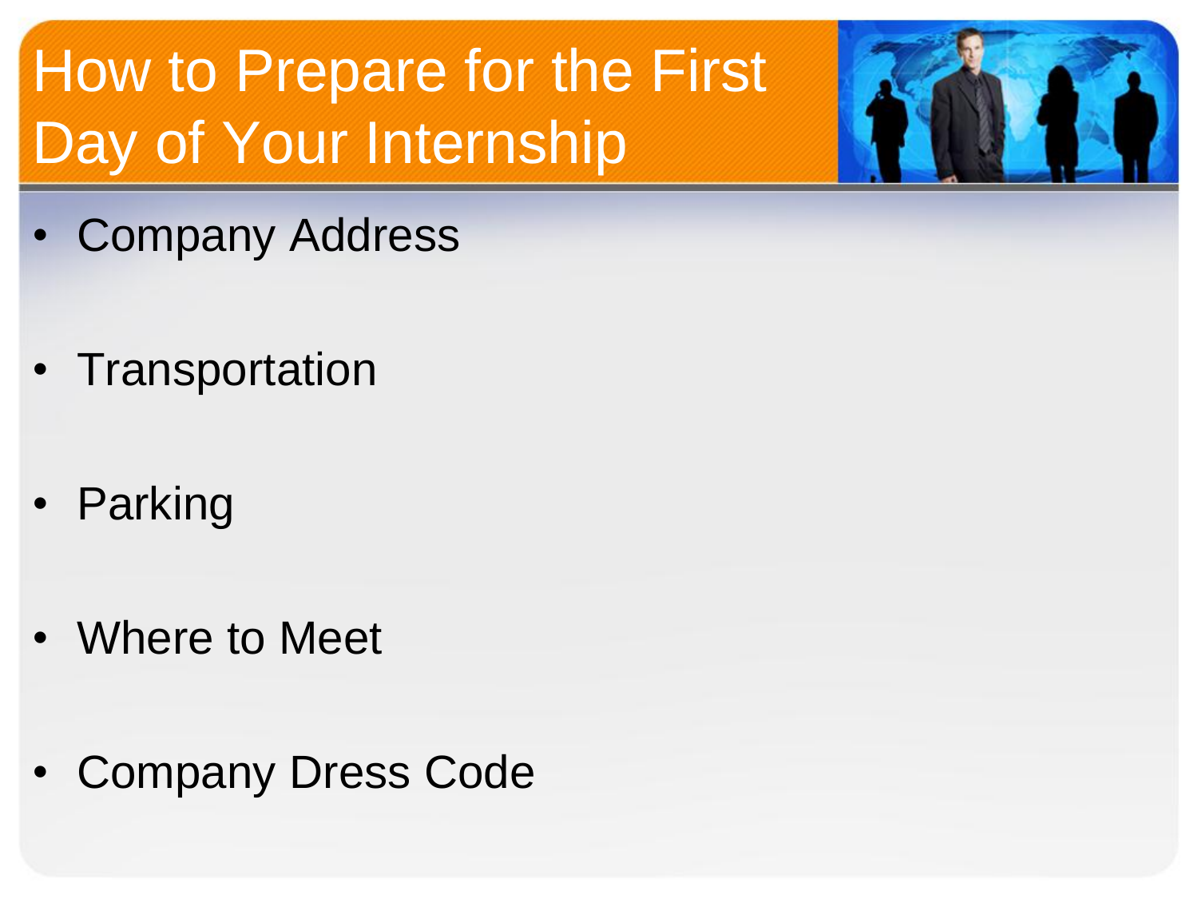# How to Prepare for the First Day of Your Internship

- Company Address
- Transportation
- Parking
- Where to Meet
- Company Dress Code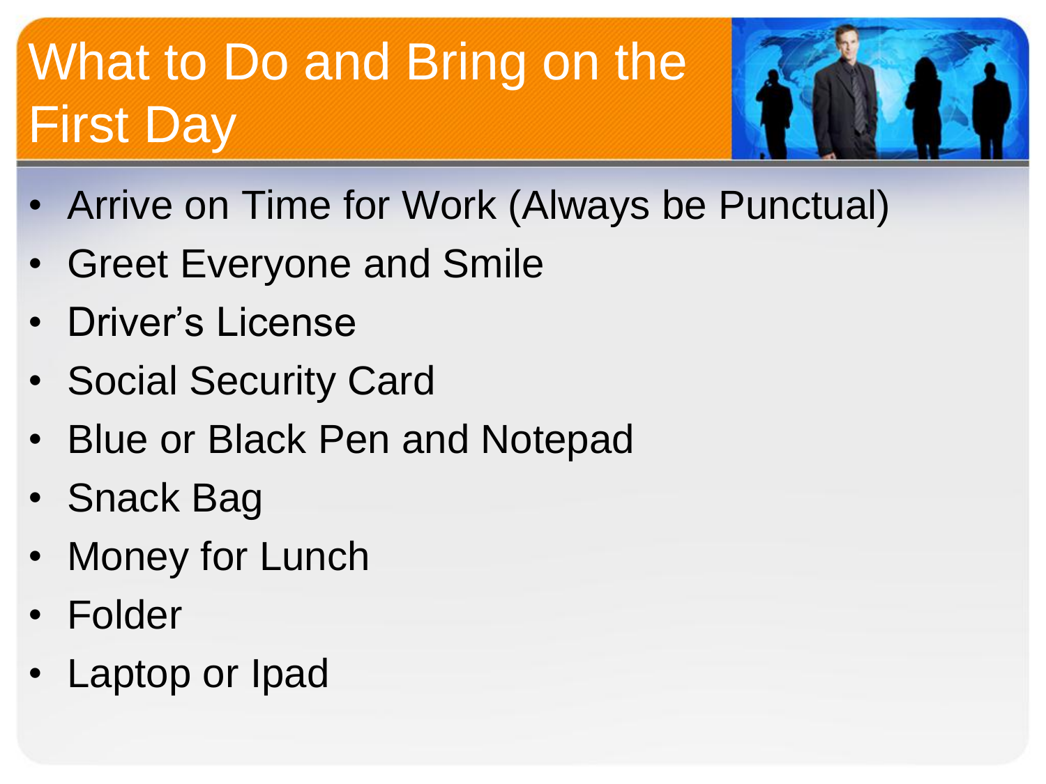# What to Do and Bring on the First Day

- Arrive on Time for Work (Always be Punctual)
- Greet Everyone and Smile
- Driver's License
- Social Security Card
- Blue or Black Pen and Notepad
- Snack Bag
- Money for Lunch
- Folder
- Laptop or Ipad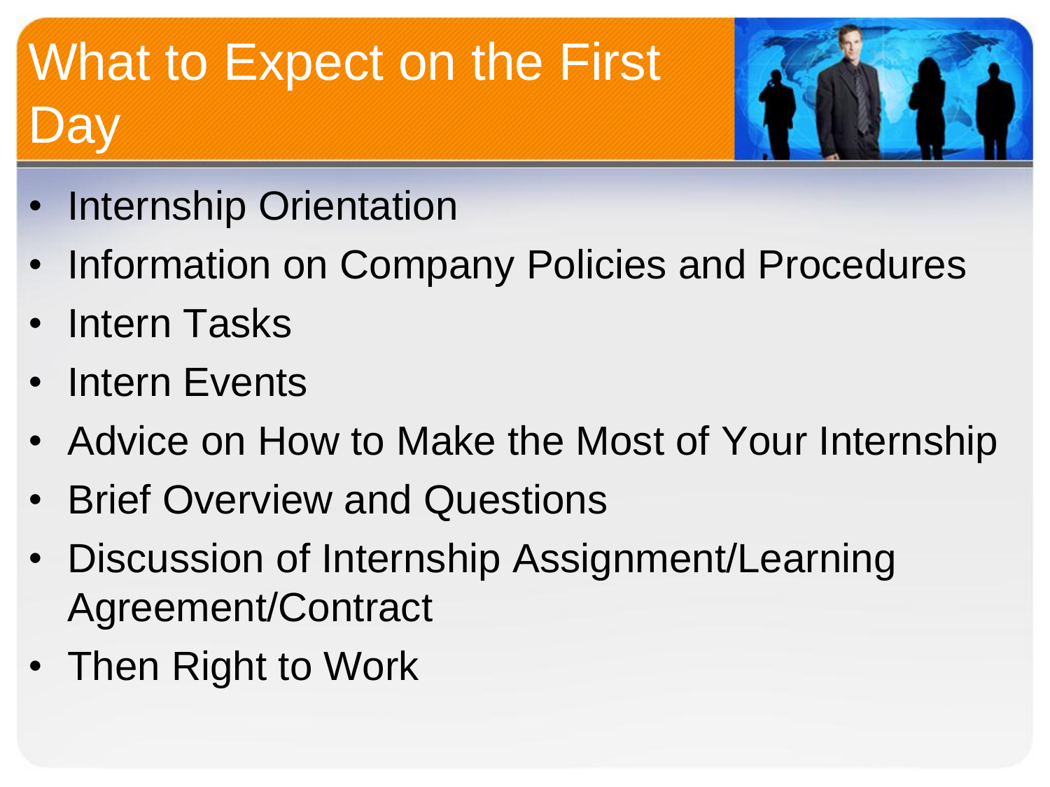# What to Expect on the First Day

- Internship Orientation
- Information on Company Policies and Procedures
- Intern Tasks
- Intern Events
- Advice on How to Make the Most of Your Internship
- Brief Overview and Questions
- Discussion of Internship Assignment/Learning Agreement/Contract
- Then Right to Work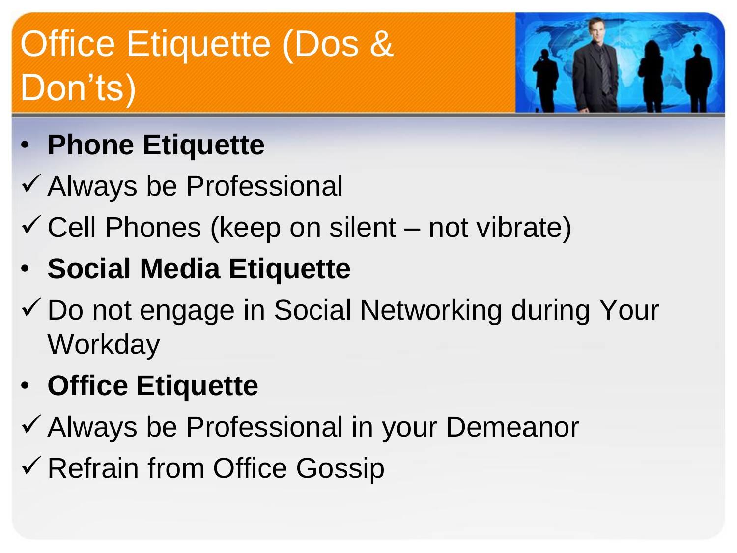# Office Etiquette (Dos & Don'ts)

- **Phone Etiquette**
- ✓ Always be Professional
- ✓ Cell Phones (keep on silent – not vibrate)
- **Social Media Etiquette**
- ✓ Do not engage in Social Networking during Your Workday
- **Office Etiquette**
- ✓ Always be Professional in your Demeanor
- ✓ Refrain from Office Gossip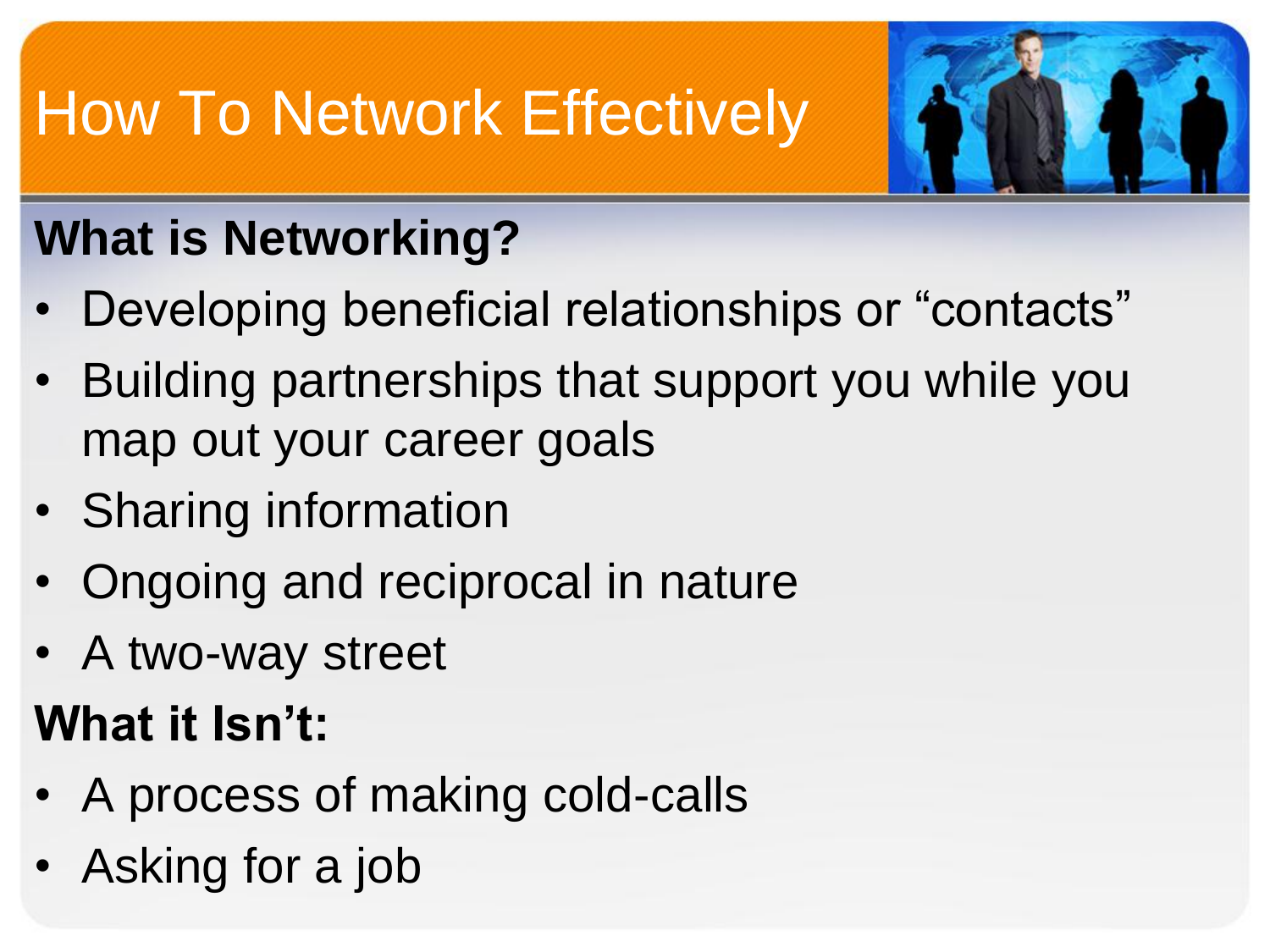# How To Network Effectively

## What is Networking?

- Developing beneficial relationships or “contacts”
- Building partnerships that support you while you map out your career goals
- Sharing information
- Ongoing and reciprocal in nature
- A two-way street

## What it Isn’t:

- A process of making cold-calls
- Asking for a job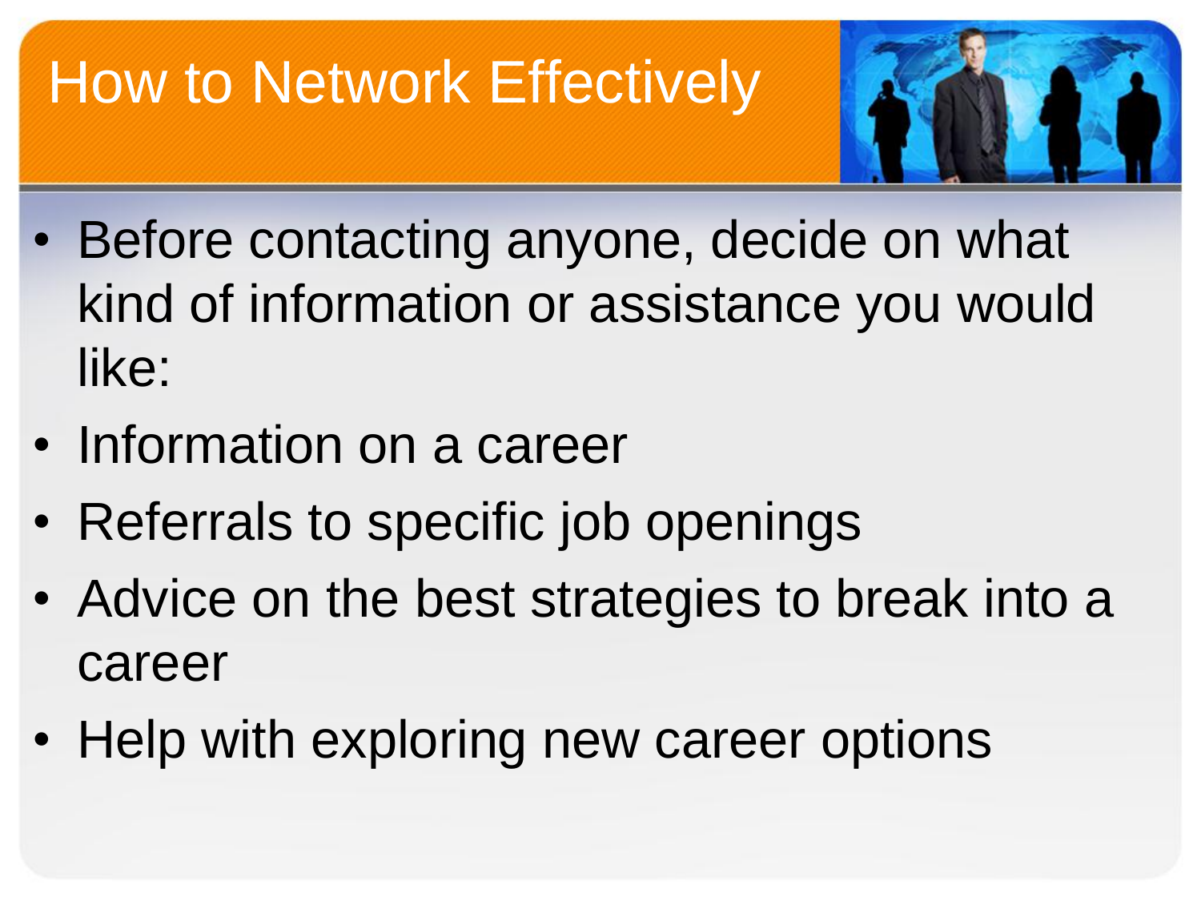# How to Network Effectively

- Before contacting anyone, decide on what kind of information or assistance you would like:
- Information on a career
- Referrals to specific job openings
- Advice on the best strategies to break into a career
- Help with exploring new career options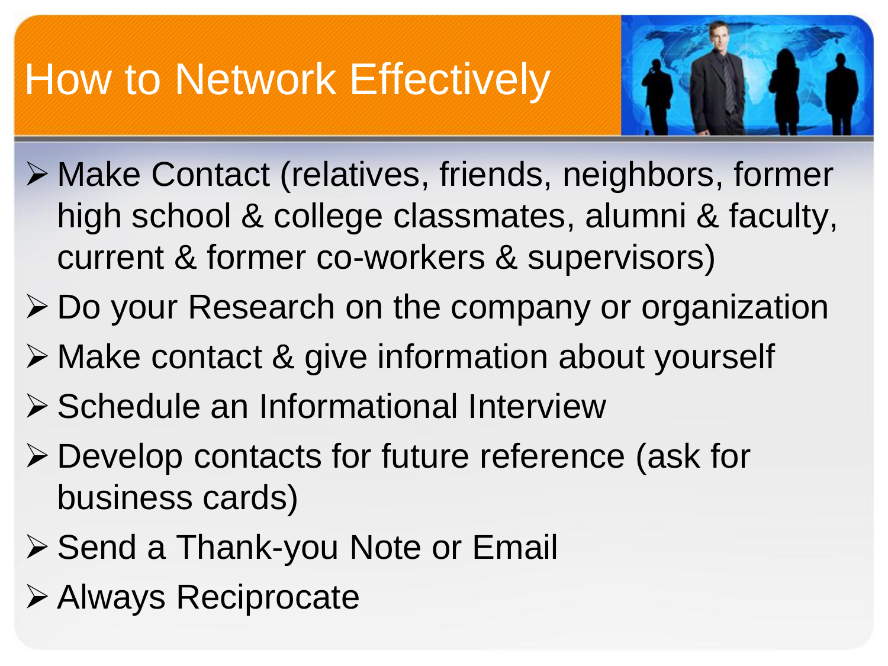# How to Network Effectively

- Make Contact (relatives, friends, neighbors, former high school & college classmates, alumni & faculty, current & former co-workers & supervisors)
- Do your Research on the company or organization
- Make contact & give information about yourself
- Schedule an Informational Interview
- Develop contacts for future reference (ask for business cards)
- Send a Thank-you Note or Email
- Always Reciprocate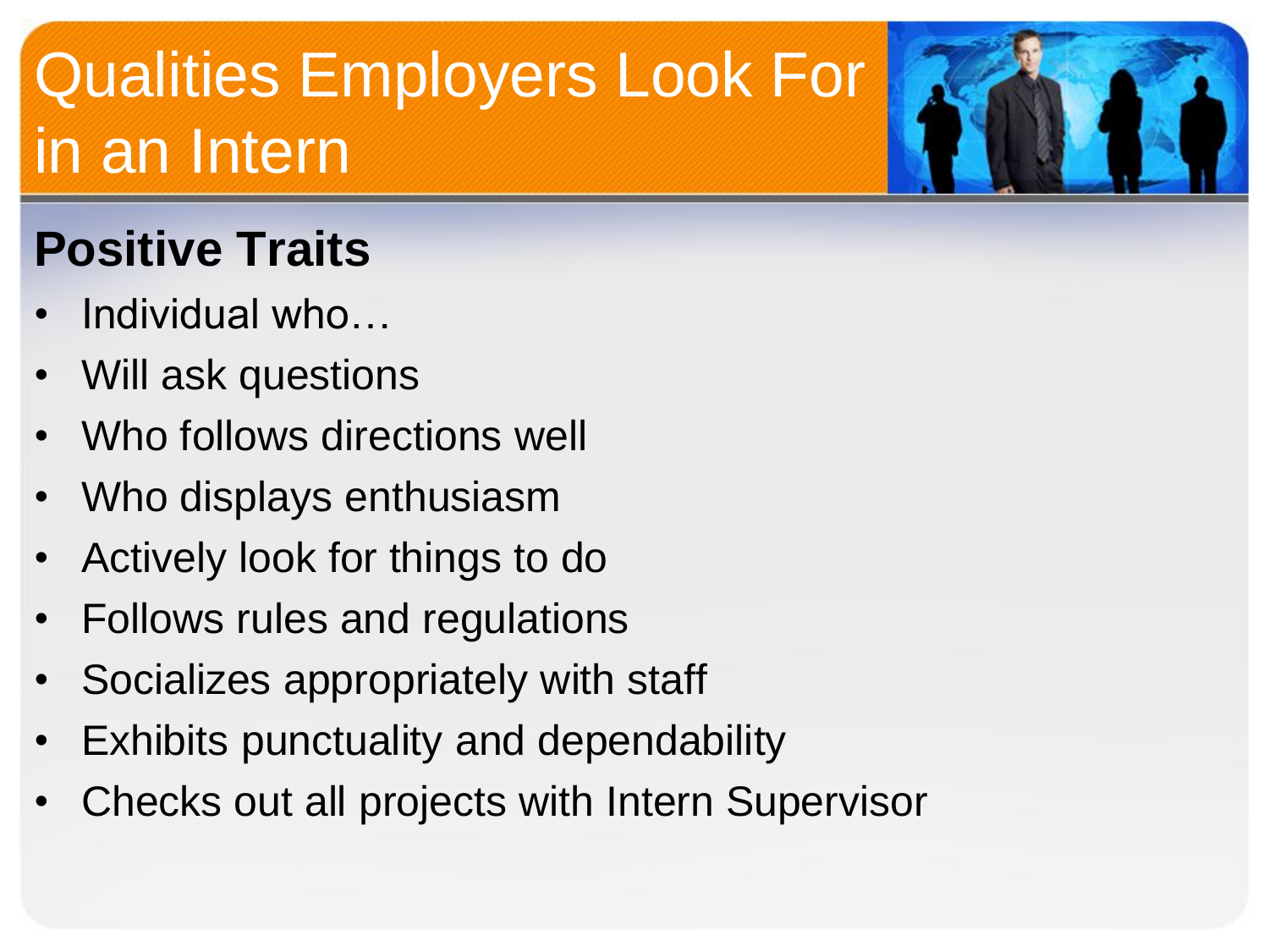# Qualities Employers Look For in an Intern

## Positive Traits

- Individual who…
- Will ask questions
- Who follows directions well
- Who displays enthusiasm
- Actively look for things to do
- Follows rules and regulations
- Socializes appropriately with staff
- Exhibits punctuality and dependability
- Checks out all projects with Intern Supervisor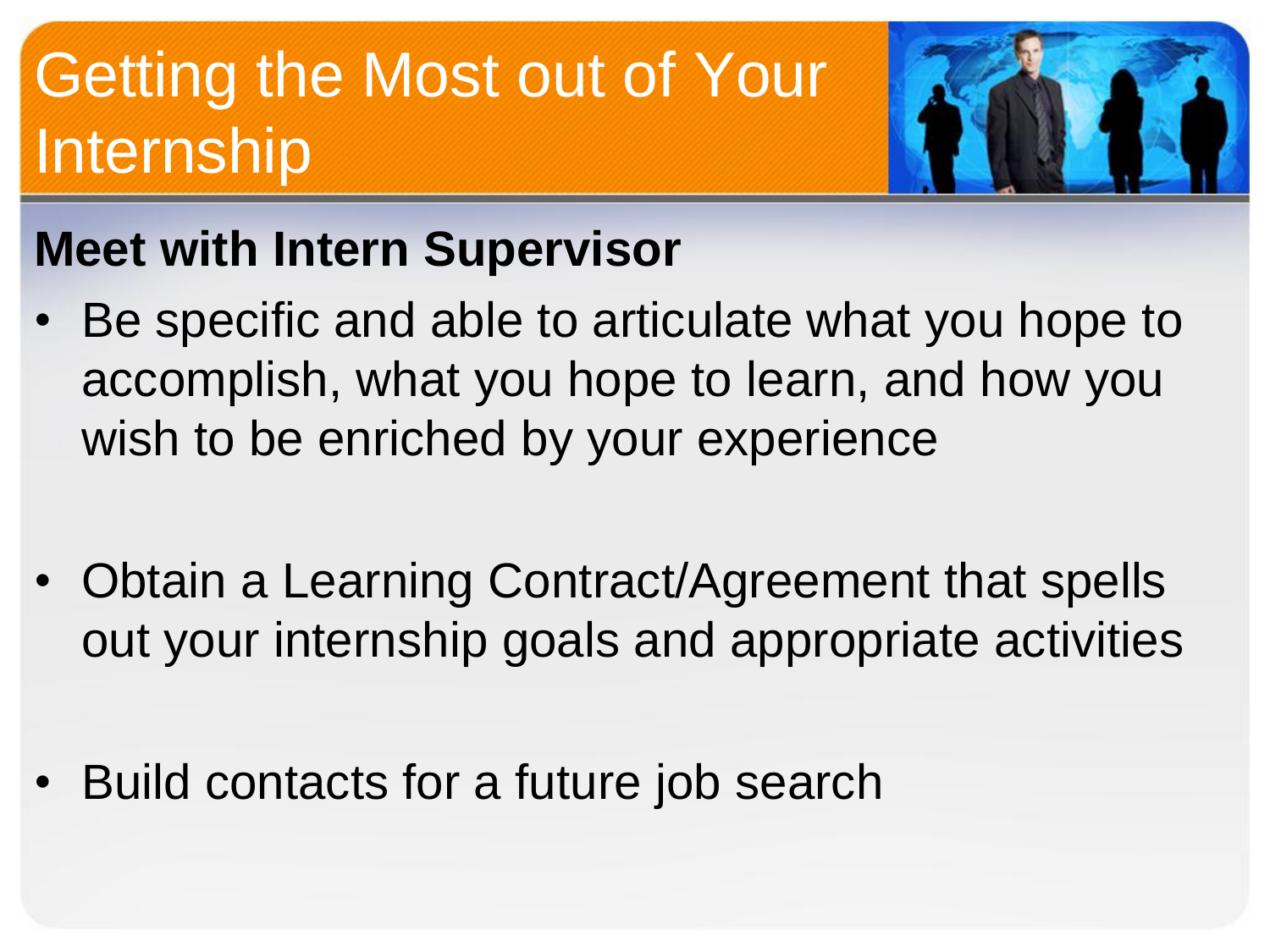# Getting the Most out of Your Internship

**Meet with Intern Supervisor**

- Be specific and able to articulate what you hope to accomplish, what you hope to learn, and how you wish to be enriched by your experience
- Obtain a Learning Contract/Agreement that spells out your internship goals and appropriate activities
- Build contacts for a future job search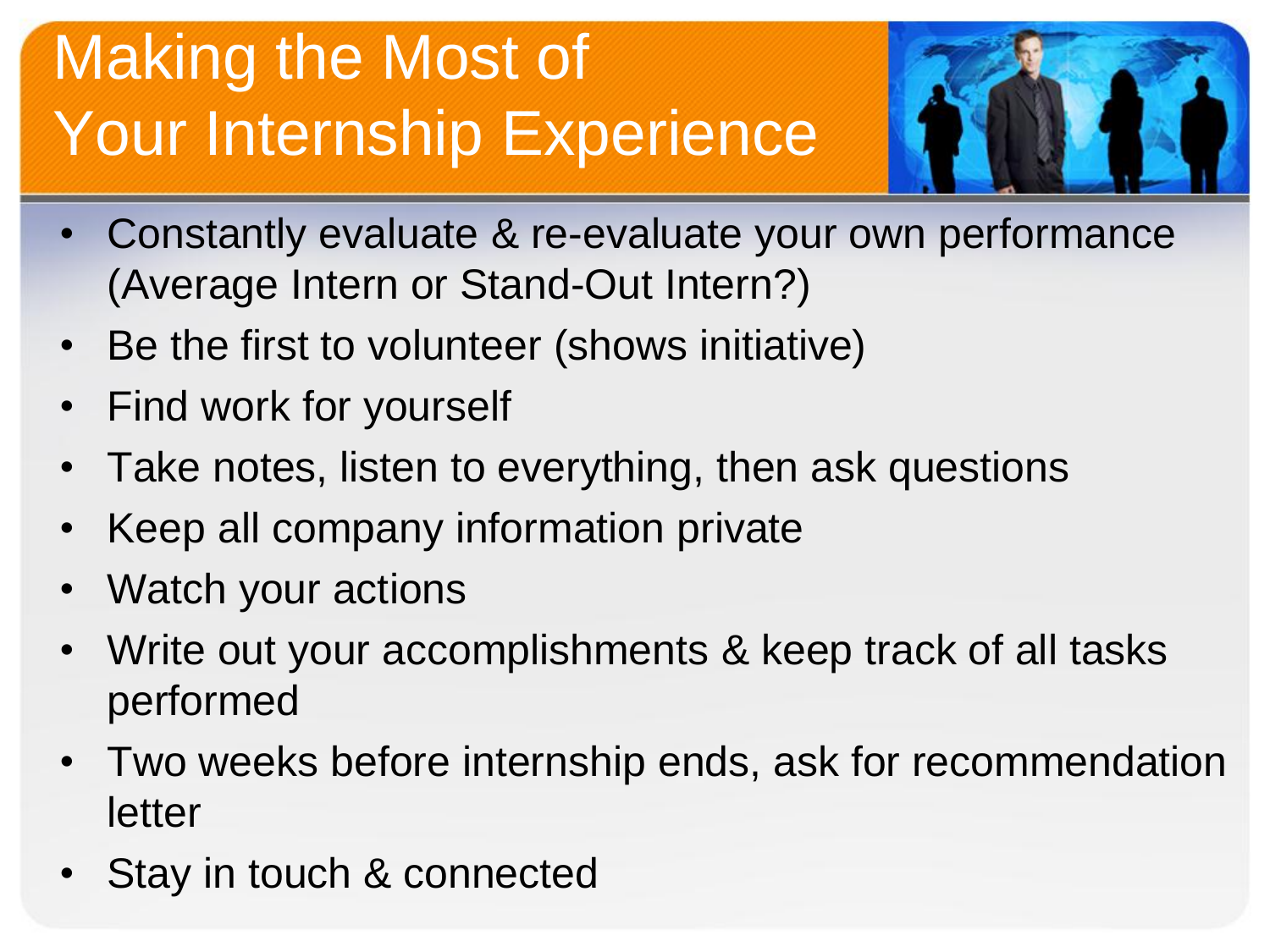# Making the Most of Your Internship Experience

- Constantly evaluate & re-evaluate your own performance (Average Intern or Stand-Out Intern?)
- Be the first to volunteer (shows initiative)
- Find work for yourself
- Take notes, listen to everything, then ask questions
- Keep all company information private
- Watch your actions
- Write out your accomplishments & keep track of all tasks performed
- Two weeks before internship ends, ask for recommendation letter
- Stay in touch & connected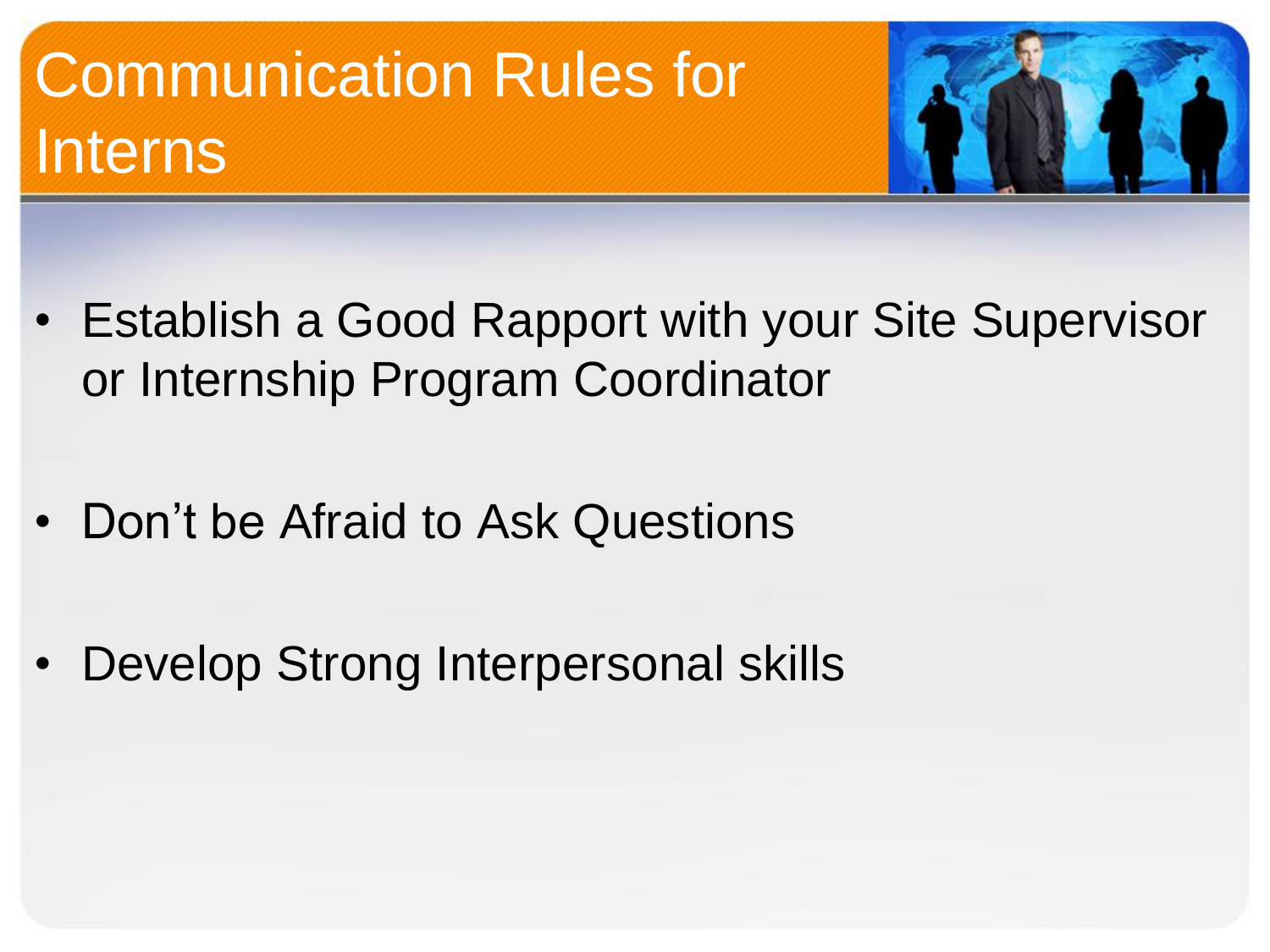# Communication Rules for Interns

- Establish a Good Rapport with your Site Supervisor or Internship Program Coordinator
- Don't be Afraid to Ask Questions
- Develop Strong Interpersonal skills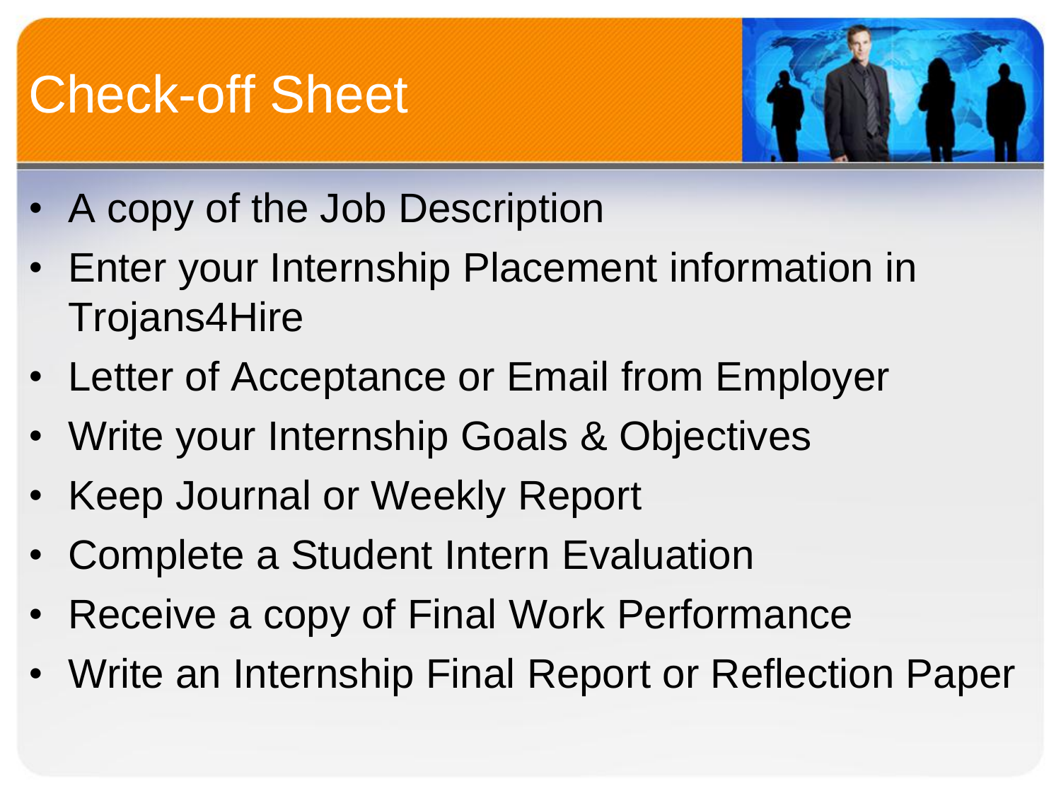# Check-off Sheet

- A copy of the Job Description
- Enter your Internship Placement information in Trojans4Hire
- Letter of Acceptance or Email from Employer
- Write your Internship Goals & Objectives
- Keep Journal or Weekly Report
- Complete a Student Intern Evaluation
- Receive a copy of Final Work Performance
- Write an Internship Final Report or Reflection Paper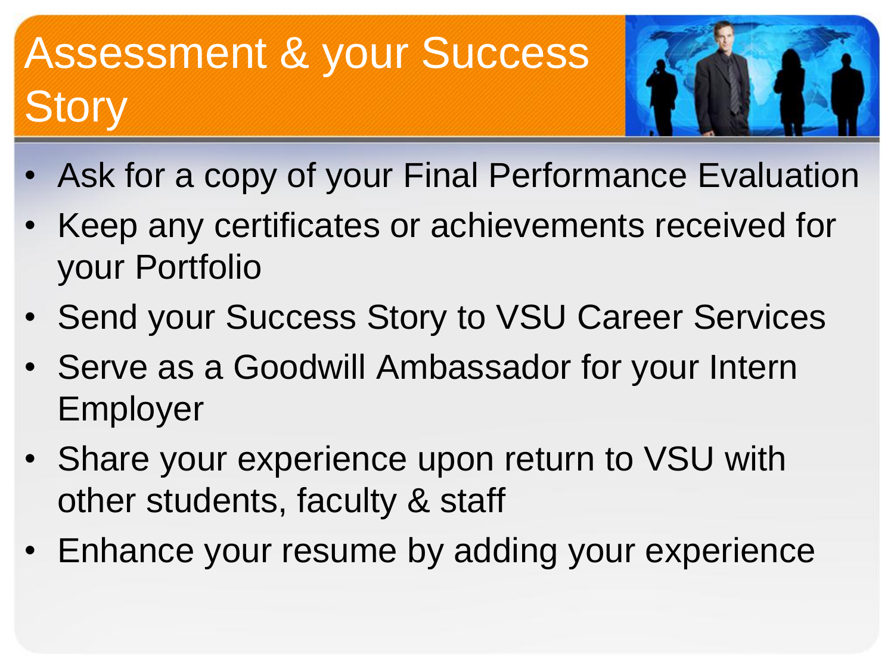# Assessment & your Success Story

- Ask for a copy of your Final Performance Evaluation
- Keep any certificates or achievements received for your Portfolio
- Send your Success Story to VSU Career Services
- Serve as a Goodwill Ambassador for your Intern Employer
- Share your experience upon return to VSU with other students, faculty & staff
- Enhance your resume by adding your experience